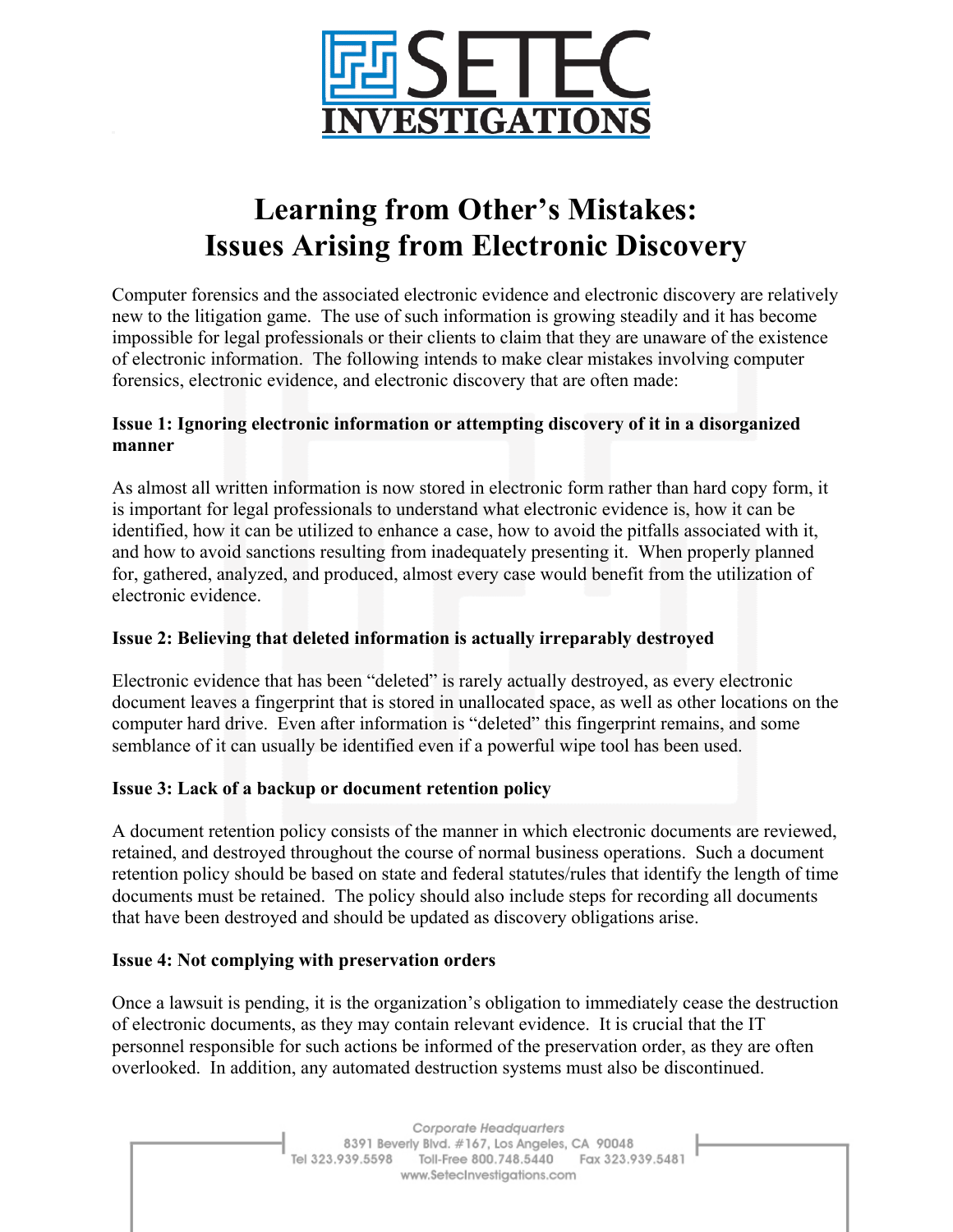# Learning from Other's Mistakes: Issues Arising from Electronic Discovery

Computer forensics and the associated electronic evidence and electronic discovery are relatively new to the litigation game. The use of such information is growing steadily and it has become impossible for legal professionals or their clients to claim that they are unaware of the existence of electronic information. The following intends to make clear mistakes involving computer forensics, electronic evidence, and electronic discovery that are often made:

**Issue 1: Ignoring electronic information or attempting discovery of it in a disorganized manner**

As almost all written information is now stored in electronic form rather than hard copy form, it is important for legal professionals to understand what electronic evidence is, how it can be identified, how it can be utilized to enhance a case, how to avoid the pitfalls associated with it, and how to avoid sanctions resulting from inadequately presenting it. When properly planned for, gathered, analyzed, and produced, almost every case would benefit from the utilization of electronic evidence.

**Issue 2: Believing that deleted information is actually irreparably destroyed**

Electronic evidence that has been "deleted" is rarely actually destroyed, as every electronic document leaves a fingerprint that is stored in unallocated space, as well as other locations on the computer hard drive. Even after information is "deleted" this fingerprint remains, and some semblance of it can usually be identified even if a powerful wipe tool has been used.

**Issue 3: Lack of a backup or document retention policy**

A document retention policy consists of the manner in which electronic documents are reviewed, retained, and destroyed throughout the course of normal business operations. Such a document retention policy should be based on state and federal statutes/rules that identify the length of time documents must be retained. The policy should also include steps for recording all documents that have been destroyed and should be updated as discovery obligations arise.

**Issue 4: Not complying with preservation orders**

Once a lawsuit is pending, it is the organization's obligation to immediately cease the destruction of electronic documents, as they may contain relevant evidence. It is crucial that the IT personnel responsible for such actions be informed of the preservation order, as they are often overlooked. In addition, any automated destruction systems must also be discontinued.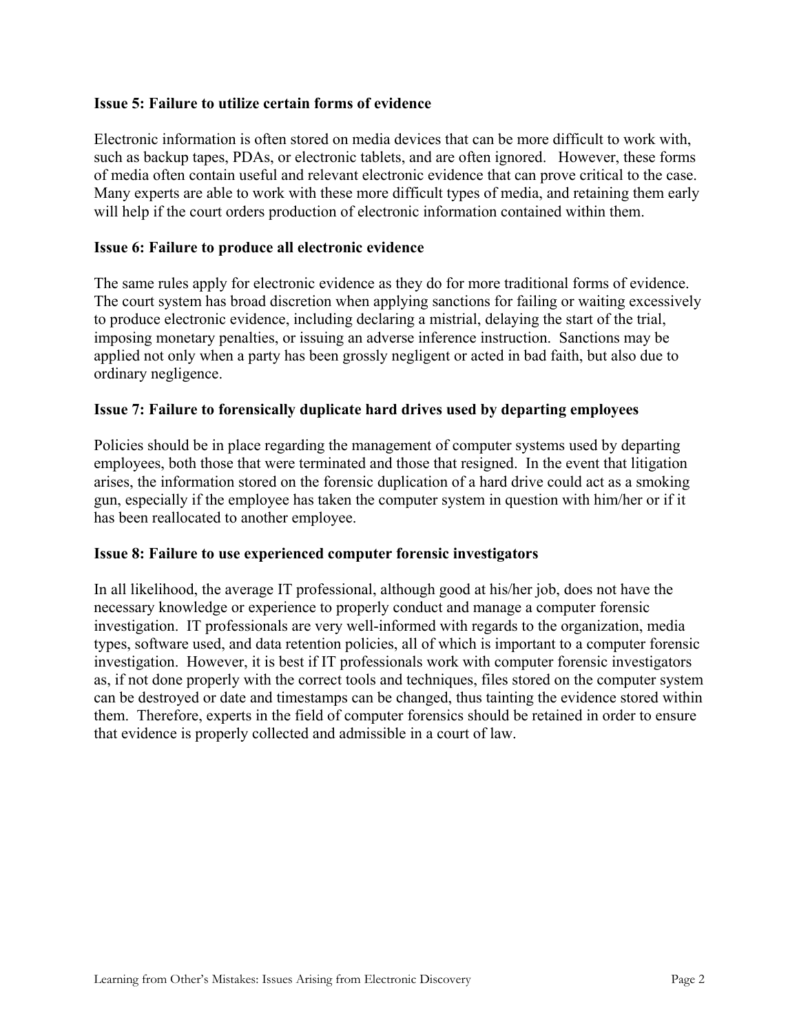**Issue 5: Failure to utilize certain forms of evidence**

Electronic information is often stored on media devices that can be more difficult to work with, such as backup tapes, PDAs, or electronic tablets, and are often ignored. However, these forms of media often contain useful and relevant electronic evidence that can prove critical to the case. Many experts are able to work with these more difficult types of media, and retaining them early will help if the court orders production of electronic information contained within them.

**Issue 6: Failure to produce all electronic evidence**

The same rules apply for electronic evidence as they do for more traditional forms of evidence. The court system has broad discretion when applying sanctions for failing or waiting excessively to produce electronic evidence, including declaring a mistrial, delaying the start of the trial, imposing monetary penalties, or issuing an adverse inference instruction. Sanctions may be applied not only when a party has been grossly negligent or acted in bad faith, but also due to ordinary negligence.

**Issue 7: Failure to forensically duplicate hard drives used by departing employees**

Policies should be in place regarding the management of computer systems used by departing employees, both those that were terminated and those that resigned. In the event that litigation arises, the information stored on the forensic duplication of a hard drive could act as a smoking gun, especially if the employee has taken the computer system in question with him/her or if it has been reallocated to another employee.

**Issue 8: Failure to use experienced computer forensic investigators**

In all likelihood, the average IT professional, although good at his/her job, does not have the necessary knowledge or experience to properly conduct and manage a computer forensic investigation. IT professionals are very well-informed with regards to the organization, media types, software used, and data retention policies, all of which is important to a computer forensic investigation. However, it is best if IT professionals work with computer forensic investigators as, if not done properly with the correct tools and techniques, files stored on the computer system can be destroyed or date and timestamps can be changed, thus tainting the evidence stored within them. Therefore, experts in the field of computer forensics should be retained in order to ensure that evidence is properly collected and admissible in a court of law.